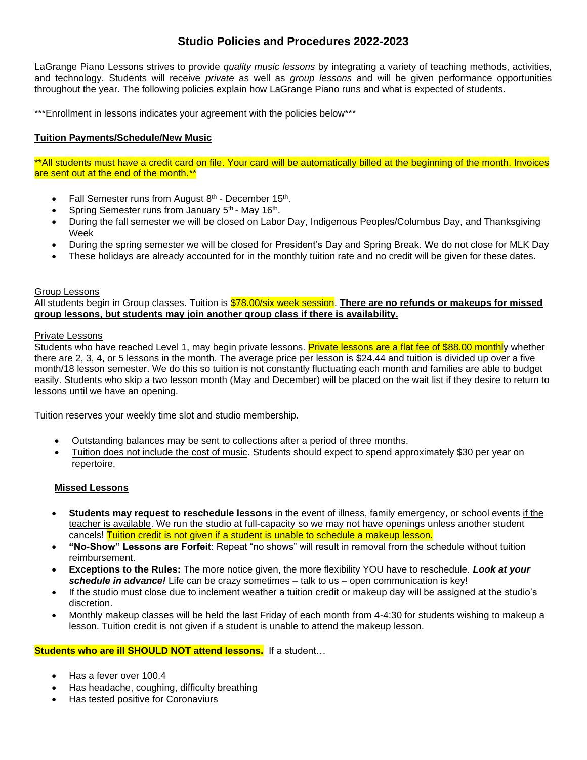# Studio Policies and Procedures 2022-2023

LaGrange Piano Lessons strives to provide *quality music lessons* by integrating a variety of teaching methods, activities, and technology. Students will receive *private* as well as *group lessons* and will be given performance opportunities throughout the year. The following policies explain how LaGrange Piano runs and what is expected of students.

***Enrollment in lessons indicates your agreement with the policies below***

**Tuition Payments/Schedule/New Music**

**All students must have a credit card on file. Your card will be automatically billed at the beginning of the month. Invoices are sent out at the end of the month.**

- Fall Semester runs from August 8th - December 15th.
- Spring Semester runs from January 5th - May 16th.
- During the fall semester we will be closed on Labor Day, Indigenous Peoples/Columbus Day, and Thanksgiving Week
- During the spring semester we will be closed for President's Day and Spring Break. We do not close for MLK Day
- These holidays are already accounted for in the monthly tuition rate and no credit will be given for these dates.

Group Lessons

All students begin in Group classes. Tuition is $78.00/six week session. **There are no refunds or makeups for missed group lessons, but students may join another group class if there is availability.**

Private Lessons

Students who have reached Level 1, may begin private lessons. Private lessons are a flat fee of $88.00 monthly whether there are 2, 3, 4, or 5 lessons in the month. The average price per lesson is $24.44 and tuition is divided up over a five month/18 lesson semester. We do this so tuition is not constantly fluctuating each month and families are able to budget easily. Students who skip a two lesson month (May and December) will be placed on the wait list if they desire to return to lessons until we have an opening.

Tuition reserves your weekly time slot and studio membership.

- Outstanding balances may be sent to collections after a period of three months.
- Tuition does not include the cost of music. Students should expect to spend approximately $30 per year on repertoire.

**Missed Lessons**

- **Students may request to reschedule lessons** in the event of illness, family emergency, or school events if the teacher is available. We run the studio at full-capacity so we may not have openings unless another student cancels! Tuition credit is not given if a student is unable to schedule a makeup lesson.
- **"No-Show" Lessons are Forfeit**: Repeat "no shows" will result in removal from the schedule without tuition reimbursement.
- **Exceptions to the Rules:** The more notice given, the more flexibility YOU have to reschedule. ***Look at your schedule in advance!*** Life can be crazy sometimes – talk to us – open communication is key!
- If the studio must close due to inclement weather a tuition credit or makeup day will be assigned at the studio's discretion.
- Monthly makeup classes will be held the last Friday of each month from 4-4:30 for students wishing to makeup a lesson. Tuition credit is not given if a student is unable to attend the makeup lesson.

**Students who are ill SHOULD NOT attend lessons.** If a student…

- Has a fever over 100.4
- Has headache, coughing, difficulty breathing
- Has tested positive for Coronaviurs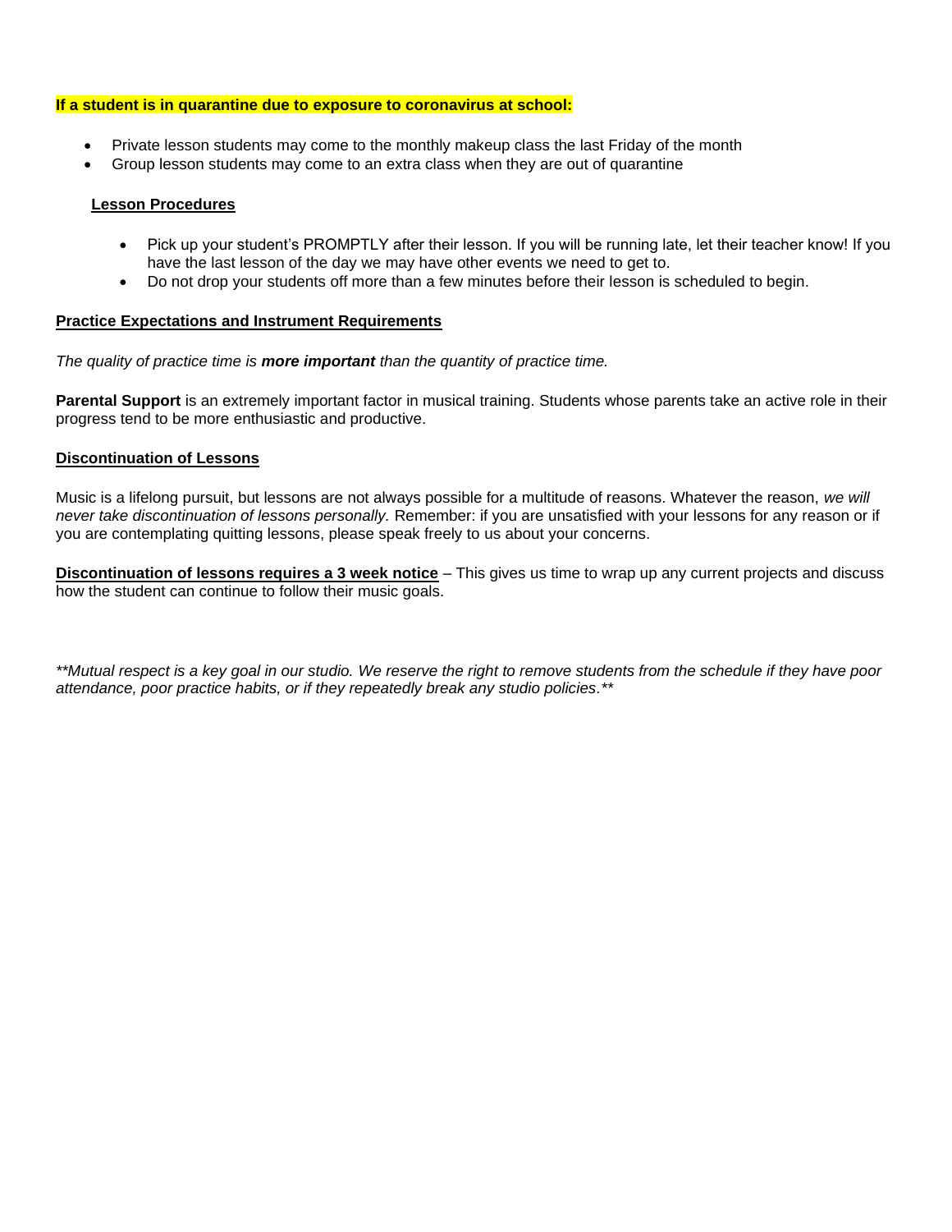**If a student is in quarantine due to exposure to coronavirus at school:**

- Private lesson students may come to the monthly makeup class the last Friday of the month
- Group lesson students may come to an extra class when they are out of quarantine

**Lesson Procedures**

- Pick up your student's PROMPTLY after their lesson. If you will be running late, let their teacher know! If you have the last lesson of the day we may have other events we need to get to.
- Do not drop your students off more than a few minutes before their lesson is scheduled to begin.

**Practice Expectations and Instrument Requirements**

*The quality of practice time is **more important** than the quantity of practice time.*

**Parental Support** is an extremely important factor in musical training. Students whose parents take an active role in their progress tend to be more enthusiastic and productive.

**Discontinuation of Lessons**

Music is a lifelong pursuit, but lessons are not always possible for a multitude of reasons. Whatever the reason, *we will never take discontinuation of lessons personally.* Remember: if you are unsatisfied with your lessons for any reason or if you are contemplating quitting lessons, please speak freely to us about your concerns.

**Discontinuation of lessons requires a 3 week notice** – This gives us time to wrap up any current projects and discuss how the student can continue to follow their music goals.

*\*\*Mutual respect is a key goal in our studio. We reserve the right to remove students from the schedule if they have poor attendance, poor practice habits, or if they repeatedly break any studio policies.\*\**